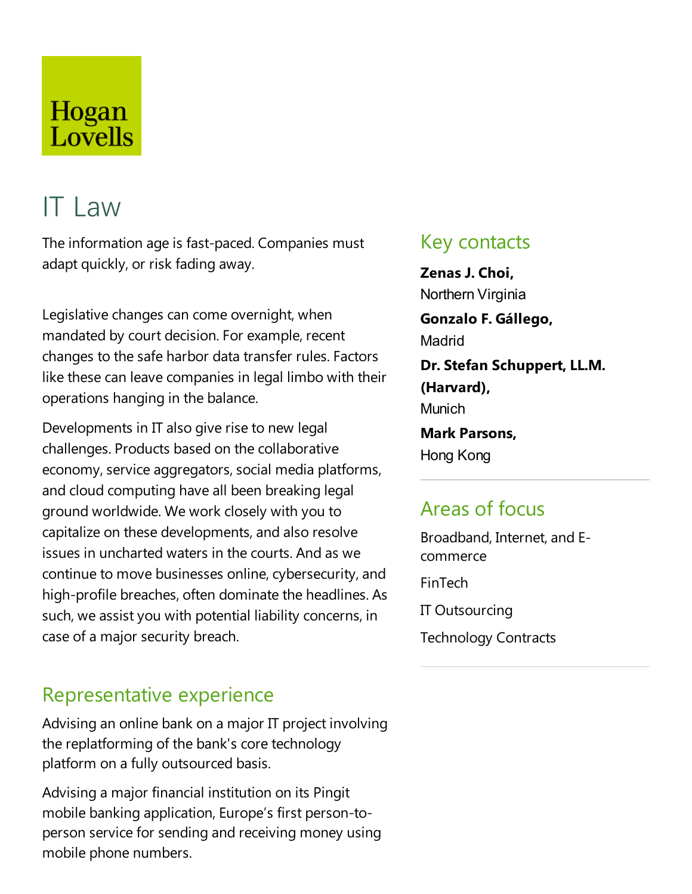Hogan Lovells

# IT Law

The information age is fast-paced. Companies must adapt quickly, or risk fading away.

Legislative changes can come overnight, when mandated by court decision. For example, recent changes to the safe harbor data transfer rules. Factors like these can leave companies in legal limbo with their operations hanging in the balance.

Developments in IT also give rise to new legal challenges. Products based on the collaborative economy, service aggregators, social media platforms, and cloud computing have all been breaking legal ground worldwide. We work closely with you to capitalize on these developments, and also resolve issues in uncharted waters in the courts. And as we continue to move businesses online, cybersecurity, and high-profile breaches, often dominate the headlines. As such, we assist you with potential liability concerns, in case of a major security breach.

## Key contacts

**Zenas J. Choi,**
Northern Virginia

**Gonzalo F. Gállego,**
Madrid

**Dr. Stefan Schuppert, LL.M. (Harvard),**
Munich

**Mark Parsons,**
Hong Kong

## Areas of focus

Broadband, Internet, and E-commerce

FinTech

IT Outsourcing

Technology Contracts

## Representative experience

Advising an online bank on a major IT project involving the replatforming of the bank's core technology platform on a fully outsourced basis.

Advising a major financial institution on its Pingit mobile banking application, Europe's first person-to-person service for sending and receiving money using mobile phone numbers.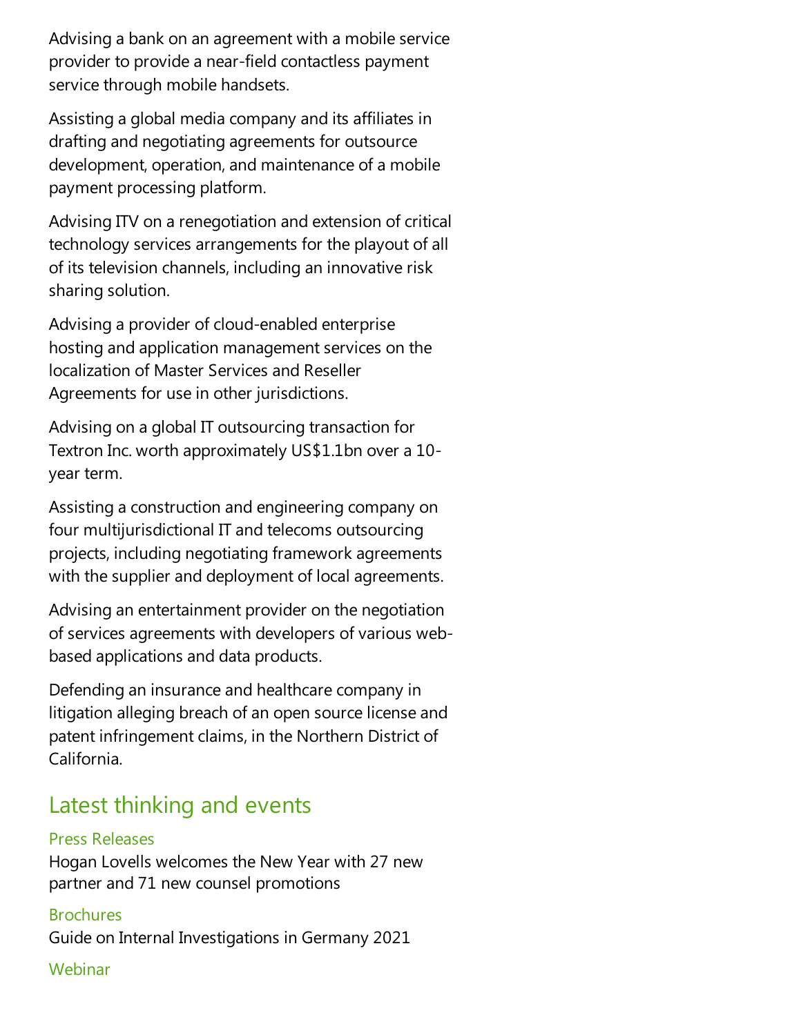Advising a bank on an agreement with a mobile service provider to provide a near-field contactless payment service through mobile handsets.

Assisting a global media company and its affiliates in drafting and negotiating agreements for outsource development, operation, and maintenance of a mobile payment processing platform.

Advising ITV on a renegotiation and extension of critical technology services arrangements for the playout of all of its television channels, including an innovative risk sharing solution.

Advising a provider of cloud-enabled enterprise hosting and application management services on the localization of Master Services and Reseller Agreements for use in other jurisdictions.

Advising on a global IT outsourcing transaction for Textron Inc. worth approximately US$1.1bn over a 10-year term.

Assisting a construction and engineering company on four multijurisdictional IT and telecoms outsourcing projects, including negotiating framework agreements with the supplier and deployment of local agreements.

Advising an entertainment provider on the negotiation of services agreements with developers of various web-based applications and data products.

Defending an insurance and healthcare company in litigation alleging breach of an open source license and patent infringement claims, in the Northern District of California.

## Latest thinking and events

### Press Releases

Hogan Lovells welcomes the New Year with 27 new partner and 71 new counsel promotions

### Brochures

Guide on Internal Investigations in Germany 2021

### Webinar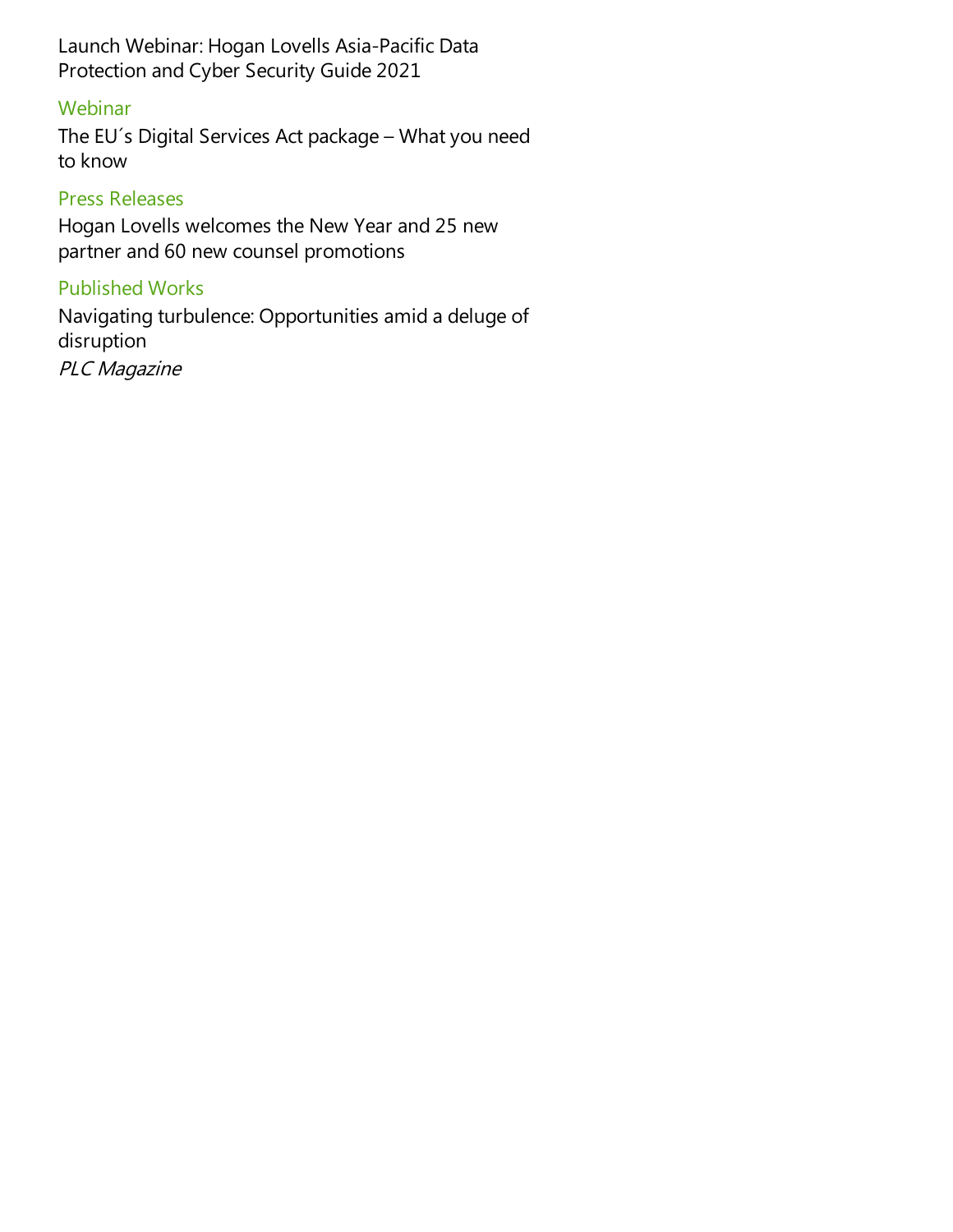Launch Webinar: Hogan Lovells Asia-Pacific Data Protection and Cyber Security Guide 2021

### Webinar

The EU´s Digital Services Act package – What you need to know

### Press Releases

Hogan Lovells welcomes the New Year and 25 new partner and 60 new counsel promotions

### Published Works

Navigating turbulence: Opportunities amid a deluge of disruption

*PLC Magazine*